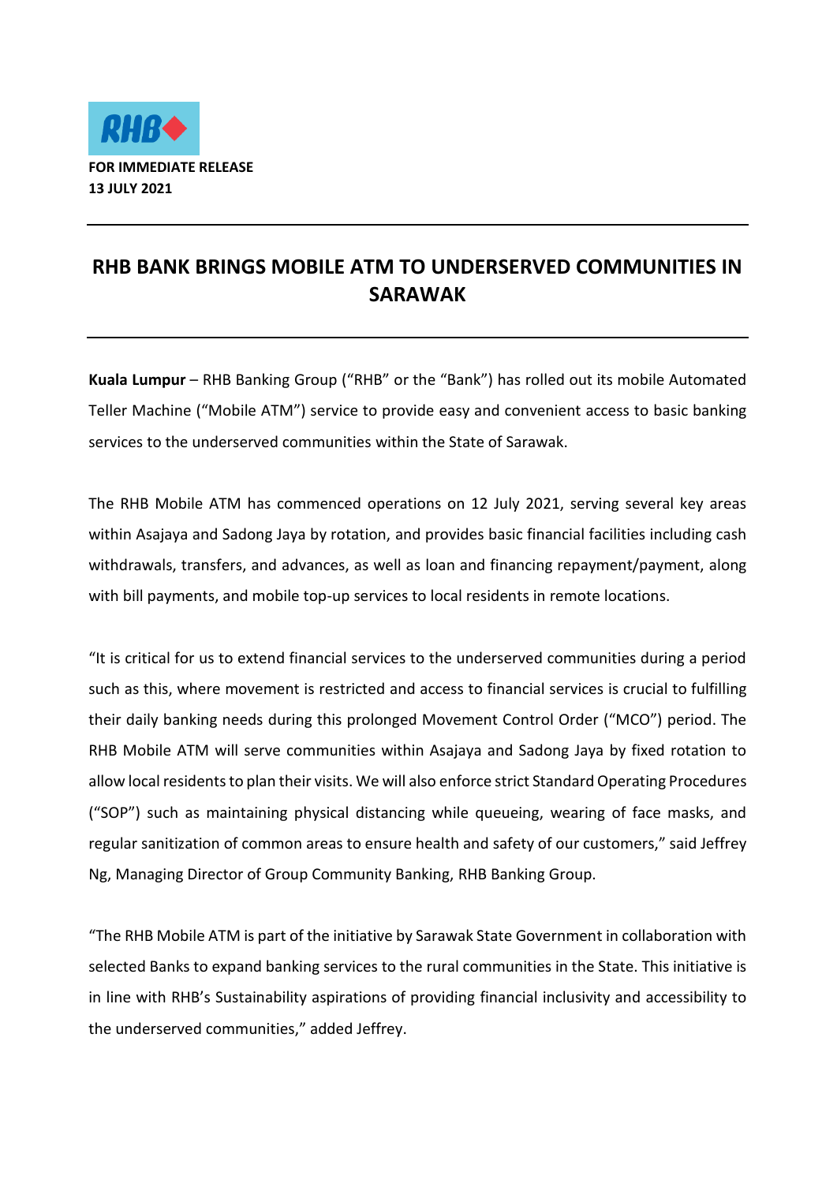**FOR IMMEDIATE RELEASE**
**13 JULY 2021**

# RHB BANK BRINGS MOBILE ATM TO UNDERSERVED COMMUNITIES IN SARAWAK

**Kuala Lumpur** – RHB Banking Group ("RHB" or the "Bank") has rolled out its mobile Automated Teller Machine ("Mobile ATM") service to provide easy and convenient access to basic banking services to the underserved communities within the State of Sarawak.

The RHB Mobile ATM has commenced operations on 12 July 2021, serving several key areas within Asajaya and Sadong Jaya by rotation, and provides basic financial facilities including cash withdrawals, transfers, and advances, as well as loan and financing repayment/payment, along with bill payments, and mobile top-up services to local residents in remote locations.

"It is critical for us to extend financial services to the underserved communities during a period such as this, where movement is restricted and access to financial services is crucial to fulfilling their daily banking needs during this prolonged Movement Control Order ("MCO") period. The RHB Mobile ATM will serve communities within Asajaya and Sadong Jaya by fixed rotation to allow local residents to plan their visits. We will also enforce strict Standard Operating Procedures ("SOP") such as maintaining physical distancing while queueing, wearing of face masks, and regular sanitization of common areas to ensure health and safety of our customers," said Jeffrey Ng, Managing Director of Group Community Banking, RHB Banking Group.

"The RHB Mobile ATM is part of the initiative by Sarawak State Government in collaboration with selected Banks to expand banking services to the rural communities in the State. This initiative is in line with RHB's Sustainability aspirations of providing financial inclusivity and accessibility to the underserved communities," added Jeffrey.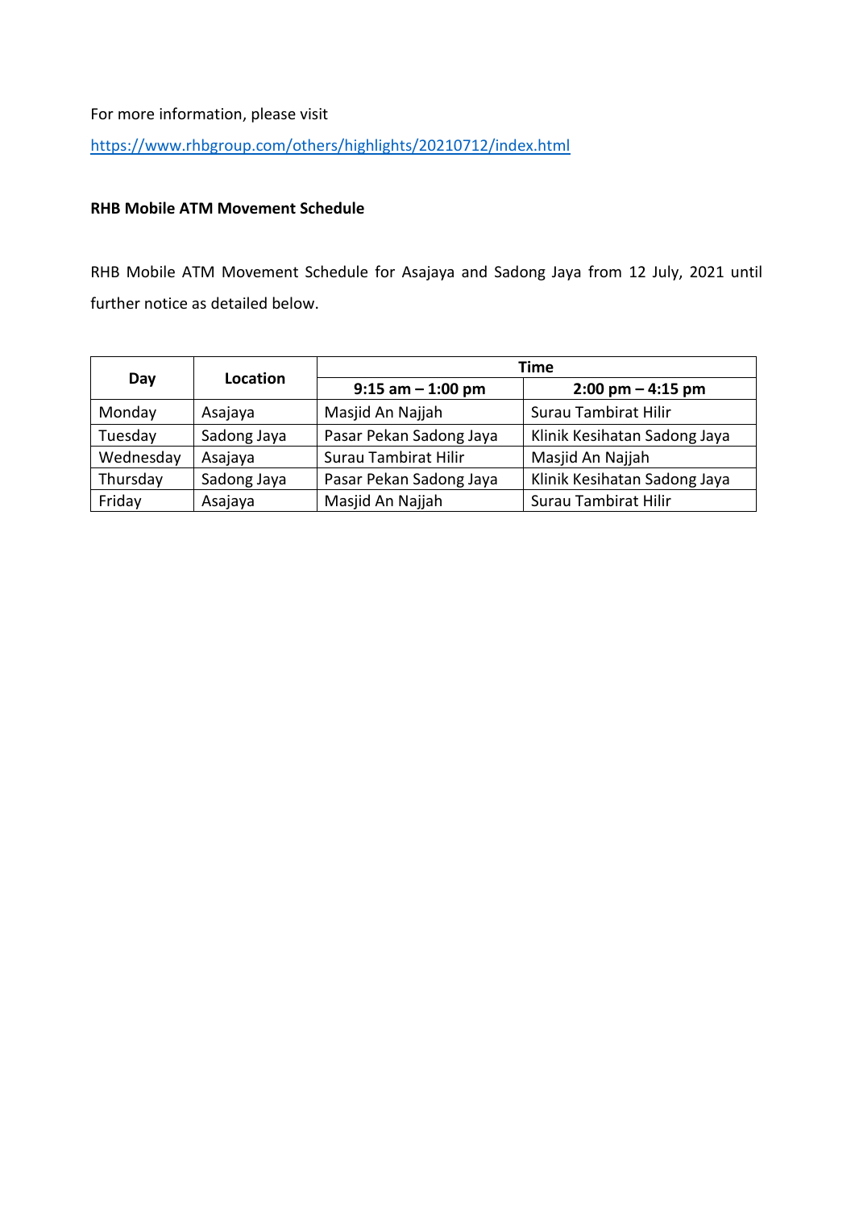For more information, please visit

https://www.rhbgroup.com/others/highlights/20210712/index.html

**RHB Mobile ATM Movement Schedule**

RHB Mobile ATM Movement Schedule for Asajaya and Sadong Jaya from 12 July, 2021 until further notice as detailed below.

| Day | Location | Time | |
|---|---|---|---|
| | | 9:15 am – 1:00 pm | 2:00 pm – 4:15 pm |
| Monday | Asajaya | Masjid An Najjah | Surau Tambirat Hilir |
| Tuesday | Sadong Jaya | Pasar Pekan Sadong Jaya | Klinik Kesihatan Sadong Jaya |
| Wednesday | Asajaya | Surau Tambirat Hilir | Masjid An Najjah |
| Thursday | Sadong Jaya | Pasar Pekan Sadong Jaya | Klinik Kesihatan Sadong Jaya |
| Friday | Asajaya | Masjid An Najjah | Surau Tambirat Hilir |